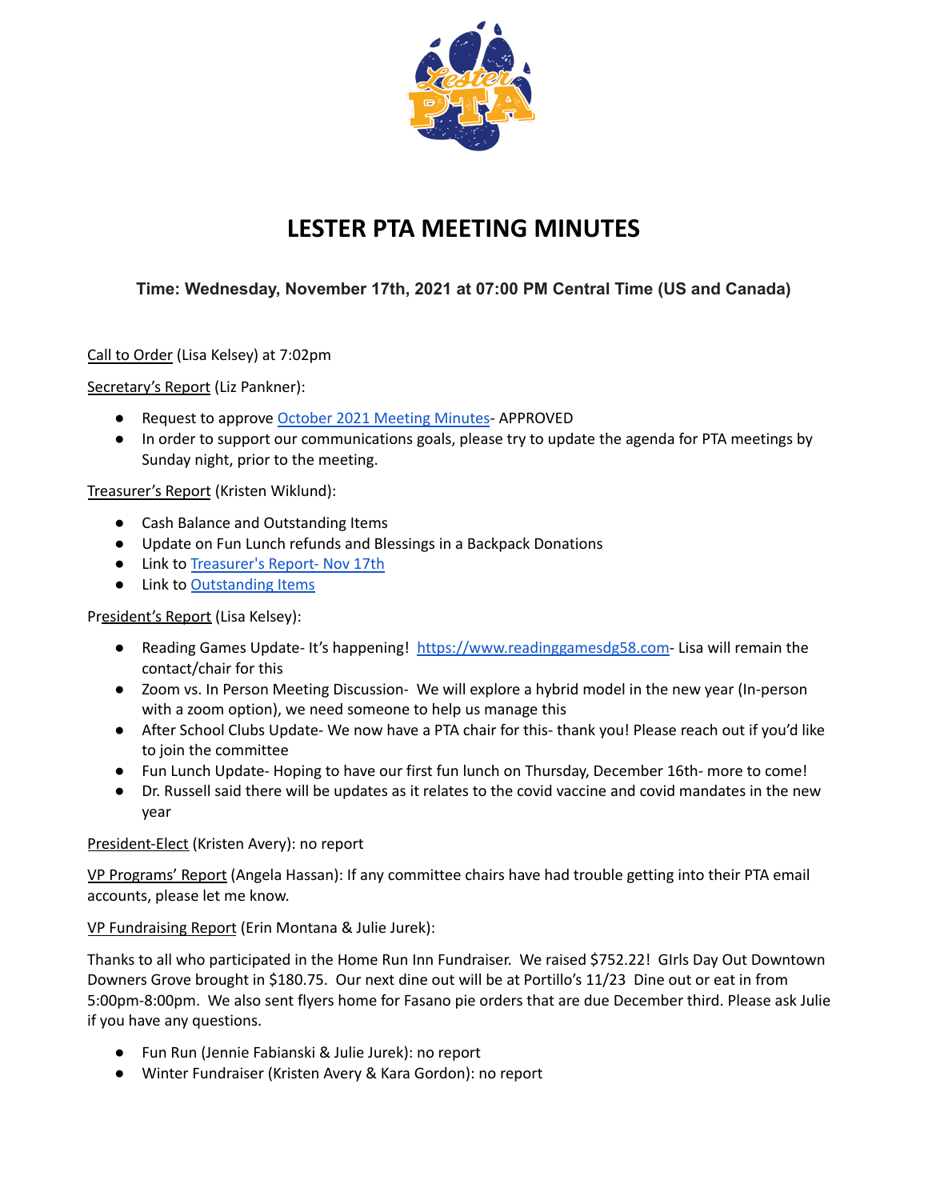# LESTER PTA MEETING MINUTES

**Time: Wednesday, November 17th, 2021 at 07:00 PM Central Time (US and Canada)**

Call to Order (Lisa Kelsey) at 7:02pm

Secretary's Report (Liz Pankner):

- Request to approve October 2021 Meeting Minutes- APPROVED
- In order to support our communications goals, please try to update the agenda for PTA meetings by Sunday night, prior to the meeting.

Treasurer's Report (Kristen Wiklund):

- Cash Balance and Outstanding Items
- Update on Fun Lunch refunds and Blessings in a Backpack Donations
- Link to Treasurer's Report- Nov 17th
- Link to Outstanding Items

President's Report (Lisa Kelsey):

- Reading Games Update- It's happening! https://www.readinggamesdg58.com- Lisa will remain the contact/chair for this
- Zoom vs. In Person Meeting Discussion- We will explore a hybrid model in the new year (In-person with a zoom option), we need someone to help us manage this
- After School Clubs Update- We now have a PTA chair for this- thank you! Please reach out if you'd like to join the committee
- Fun Lunch Update- Hoping to have our first fun lunch on Thursday, December 16th- more to come!
- Dr. Russell said there will be updates as it relates to the covid vaccine and covid mandates in the new year

President-Elect (Kristen Avery): no report

VP Programs' Report (Angela Hassan): If any committee chairs have had trouble getting into their PTA email accounts, please let me know.

VP Fundraising Report (Erin Montana & Julie Jurek):

Thanks to all who participated in the Home Run Inn Fundraiser. We raised $752.22! GIrls Day Out Downtown Downers Grove brought in $180.75. Our next dine out will be at Portillo's 11/23 Dine out or eat in from 5:00pm-8:00pm. We also sent flyers home for Fasano pie orders that are due December third. Please ask Julie if you have any questions.

- Fun Run (Jennie Fabianski & Julie Jurek): no report
- Winter Fundraiser (Kristen Avery & Kara Gordon): no report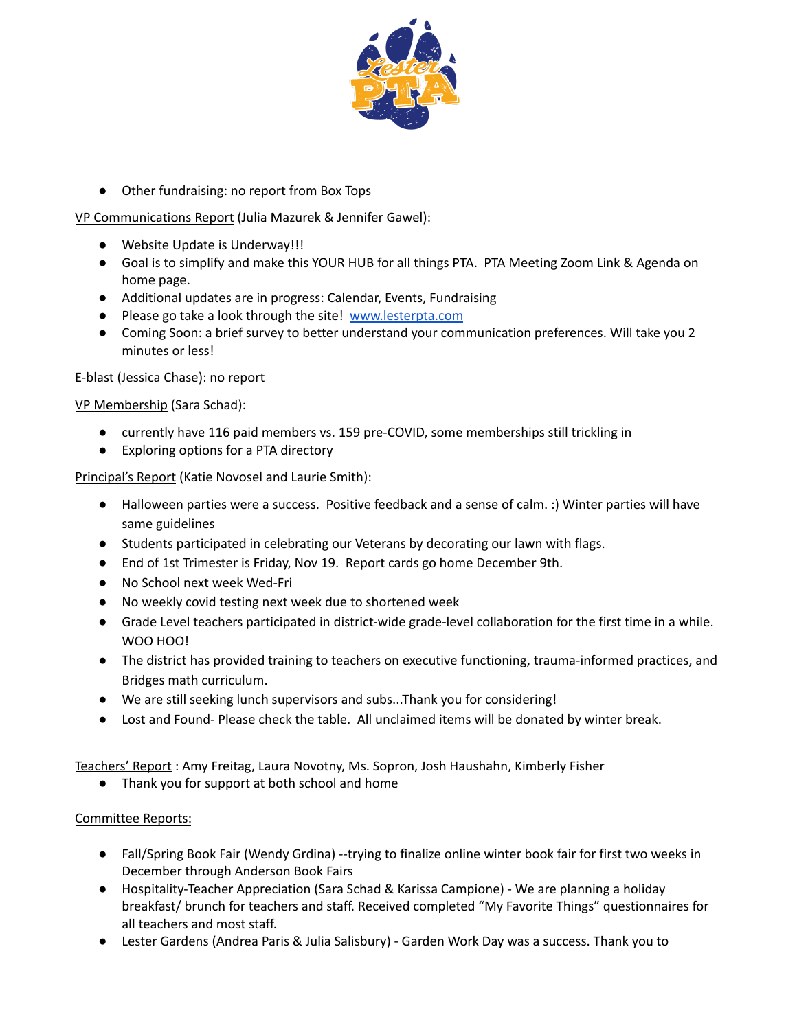- Other fundraising: no report from Box Tops

VP Communications Report (Julia Mazurek & Jennifer Gawel):

- Website Update is Underway!!!
- Goal is to simplify and make this YOUR HUB for all things PTA. PTA Meeting Zoom Link & Agenda on home page.
- Additional updates are in progress: Calendar, Events, Fundraising
- Please go take a look through the site! [www.lesterpta.com](http://www.lesterpta.com)
- Coming Soon: a brief survey to better understand your communication preferences. Will take you 2 minutes or less!

E-blast (Jessica Chase): no report

VP Membership (Sara Schad):

- currently have 116 paid members vs. 159 pre-COVID, some memberships still trickling in
- Exploring options for a PTA directory

Principal's Report (Katie Novosel and Laurie Smith):

- Halloween parties were a success. Positive feedback and a sense of calm. :) Winter parties will have same guidelines
- Students participated in celebrating our Veterans by decorating our lawn with flags.
- End of 1st Trimester is Friday, Nov 19. Report cards go home December 9th.
- No School next week Wed-Fri
- No weekly covid testing next week due to shortened week
- Grade Level teachers participated in district-wide grade-level collaboration for the first time in a while. WOO HOO!
- The district has provided training to teachers on executive functioning, trauma-informed practices, and Bridges math curriculum.
- We are still seeking lunch supervisors and subs...Thank you for considering!
- Lost and Found- Please check the table. All unclaimed items will be donated by winter break.

Teachers' Report : Amy Freitag, Laura Novotny, Ms. Sopron, Josh Haushahn, Kimberly Fisher

- Thank you for support at both school and home

Committee Reports:

- Fall/Spring Book Fair (Wendy Grdina) --trying to finalize online winter book fair for first two weeks in December through Anderson Book Fairs
- Hospitality-Teacher Appreciation (Sara Schad & Karissa Campione) - We are planning a holiday breakfast/ brunch for teachers and staff. Received completed "My Favorite Things" questionnaires for all teachers and most staff.
- Lester Gardens (Andrea Paris & Julia Salisbury) - Garden Work Day was a success. Thank you to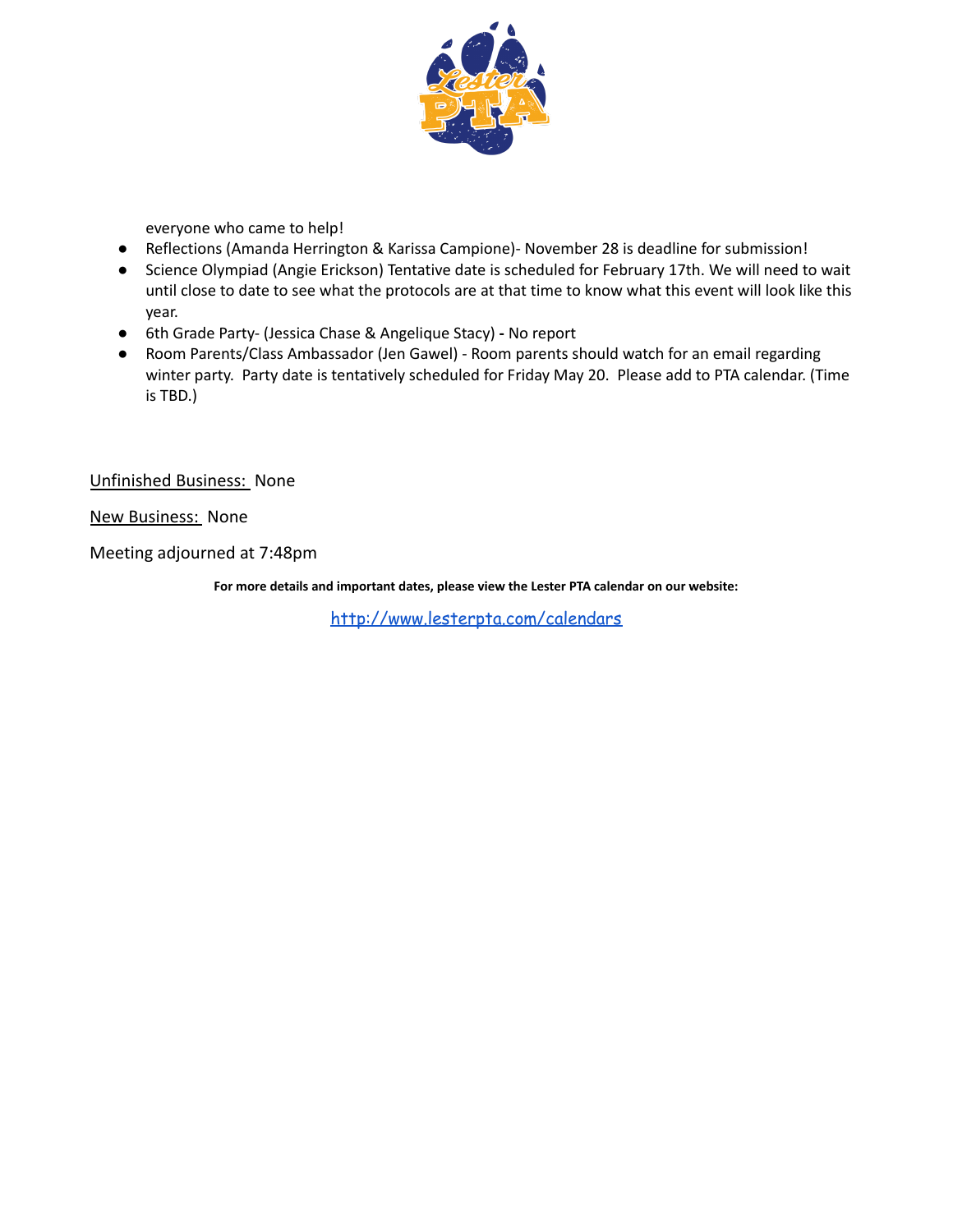everyone who came to help!

- Reflections (Amanda Herrington & Karissa Campione)- November 28 is deadline for submission!
- Science Olympiad (Angie Erickson) Tentative date is scheduled for February 17th. We will need to wait until close to date to see what the protocols are at that time to know what this event will look like this year.
- 6th Grade Party- (Jessica Chase & Angelique Stacy) **-** No report
- Room Parents/Class Ambassador (Jen Gawel) - Room parents should watch for an email regarding winter party. Party date is tentatively scheduled for Friday May 20. Please add to PTA calendar. (Time is TBD.)

<u>Unfinished Business:</u> None

<u>New Business:</u> None

Meeting adjourned at 7:48pm

**For more details and important dates, please view the Lester PTA calendar on our website:**

http://www.lesterpta.com/calendars